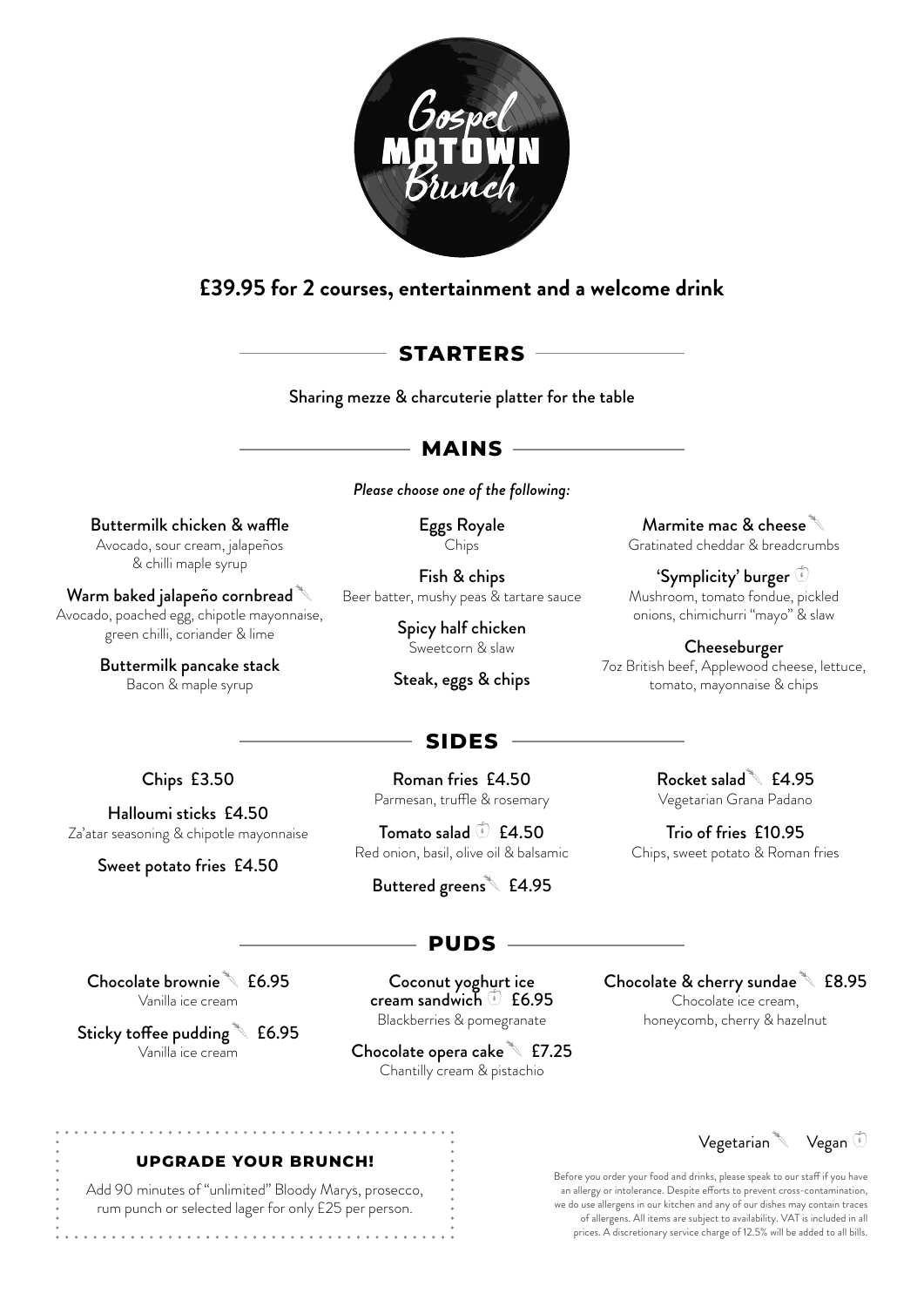# Gospel MOTOWN Brunch

## £39.95 for 2 courses, entertainment and a welcome drink

## STARTERS

Sharing mezze & charcuterie platter for the table

## MAINS

*Please choose one of the following:*

**Buttermilk chicken & waffle**
Avocado, sour cream, jalapeños & chilli maple syrup

**Warm baked jalapeño cornbread** (Vegetarian)
Avocado, poached egg, chipotle mayonnaise, green chilli, coriander & lime

**Buttermilk pancake stack**
Bacon & maple syrup

**Eggs Royale**
Chips

**Fish & chips**
Beer batter, mushy peas & tartare sauce

**Spicy half chicken**
Sweetcorn & slaw

**Steak, eggs & chips**

**Marmite mac & cheese** (Vegetarian)
Gratinated cheddar & breadcrumbs

**'Symplicity' burger** (Vegan)
Mushroom, tomato fondue, pickled onions, chimichurri "mayo" & slaw

**Cheeseburger**
7oz British beef, Applewood cheese, lettuce, tomato, mayonnaise & chips

## SIDES

**Chips** £3.50

**Halloumi sticks** £4.50
Za'atar seasoning & chipotle mayonnaise

**Sweet potato fries** £4.50

**Roman fries** £4.50
Parmesan, truffle & rosemary

**Tomato salad** (Vegan) £4.50
Red onion, basil, olive oil & balsamic

**Buttered greens** (Vegetarian) £4.95

**Rocket salad** (Vegetarian) £4.95
Vegetarian Grana Padano

**Trio of fries** £10.95
Chips, sweet potato & Roman fries

## PUDS

**Chocolate brownie** (Vegetarian) £6.95
Vanilla ice cream

**Sticky toffee pudding** (Vegetarian) £6.95
Vanilla ice cream

**Coconut yoghurt ice cream sandwich** (Vegan) £6.95
Blackberries & pomegranate

**Chocolate opera cake** (Vegetarian) £7.25
Chantilly cream & pistachio

**Chocolate & cherry sundae** (Vegetarian) £8.95
Chocolate ice cream, honeycomb, cherry & hazelnut

### UPGRADE YOUR BRUNCH!

Add 90 minutes of "unlimited" Bloody Marys, prosecco, rum punch or selected lager for only £25 per person.

Vegetarian (Vegetarian icon) Vegan (Vegan icon)

Before you order your food and drinks, please speak to our staff if you have an allergy or intolerance. Despite efforts to prevent cross-contamination, we do use allergens in our kitchen and any of our dishes may contain traces of allergens. All items are subject to availability. VAT is included in all prices. A discretionary service charge of 12.5% will be added to all bills.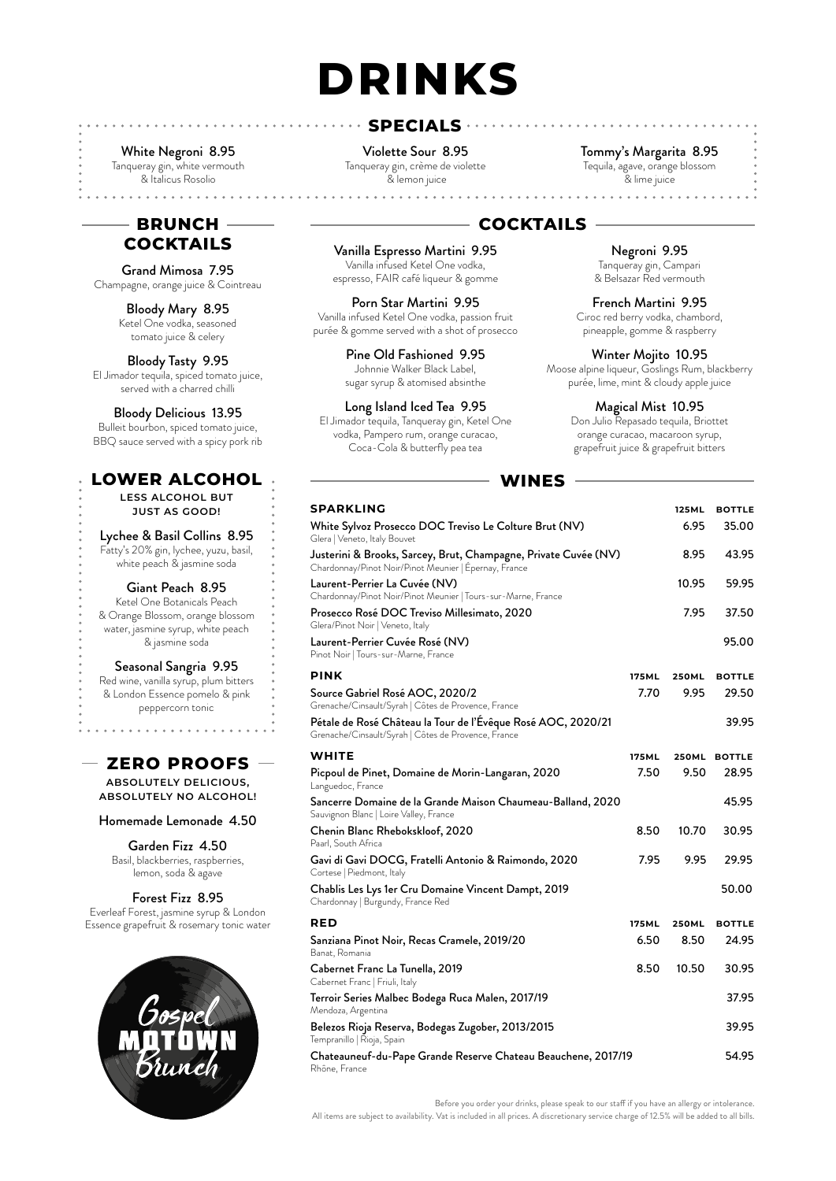# DRINKS

## SPECIALS

**White Negroni 8.95**
Tanqueray gin, white vermouth & Italicus Rosolio

**Violette Sour 8.95**
Tanqueray gin, crème de violette & lemon juice

**Tommy's Margarita 8.95**
Tequila, agave, orange blossom & lime juice

## BRUNCH COCKTAILS

**Grand Mimosa 7.95**
Champagne, orange juice & Cointreau

**Bloody Mary 8.95**
Ketel One vodka, seasoned tomato juice & celery

**Bloody Tasty 9.95**
El Jimador tequila, spiced tomato juice, served with a charred chilli

**Bloody Delicious 13.95**
Bulleit bourbon, spiced tomato juice, BBQ sauce served with a spicy pork rib

## LOWER ALCOHOL

LESS ALCOHOL BUT JUST AS GOOD!

**Lychee & Basil Collins 8.95**
Fatty's 20% gin, lychee, yuzu, basil, white peach & jasmine soda

**Giant Peach 8.95**
Ketel One Botanicals Peach & Orange Blossom, orange blossom water, jasmine syrup, white peach & jasmine soda

**Seasonal Sangria 9.95**
Red wine, vanilla syrup, plum bitters & London Essence pomelo & pink peppercorn tonic

## ZERO PROOFS

ABSOLUTELY DELICIOUS, ABSOLUTELY NO ALCOHOL!

**Homemade Lemonade 4.50**

**Garden Fizz 4.50**
Basil, blackberries, raspberries, lemon, soda & agave

**Forest Fizz 8.95**
Everleaf Forest, jasmine syrup & London Essence grapefruit & rosemary tonic water

Gospel Motown Brunch

## COCKTAILS

**Vanilla Espresso Martini 9.95**
Vanilla infused Ketel One vodka, espresso, FAIR café liqueur & gomme

**Porn Star Martini 9.95**
Vanilla infused Ketel One vodka, passion fruit purée & gomme served with a shot of prosecco

**Pine Old Fashioned 9.95**
Johnnie Walker Black Label, sugar syrup & atomised absinthe

**Long Island Iced Tea 9.95**
El Jimador tequila, Tanqueray gin, Ketel One vodka, Pampero rum, orange curacao, Coca-Cola & butterfly pea tea

**Negroni 9.95**
Tanqueray gin, Campari & Belsazar Red vermouth

**French Martini 9.95**
Ciroc red berry vodka, chambord, pineapple, gomme & raspberry

**Winter Mojito 10.95**
Moose alpine liqueur, Goslings Rum, blackberry purée, lime, mint & cloudy apple juice

**Magical Mist 10.95**
Don Julio Repasado tequila, Briottet orange curacao, macaroon syrup, grapefruit juice & grapefruit bitters

## WINES

| SPARKLING | 125ML | BOTTLE |
|---|---|---|
| White Sylvoz Prosecco DOC Treviso Le Colture Brut (NV)<br>Glera \| Veneto, Italy Bouvet | 6.95 | 35.00 |
| Justerini & Brooks, Sarcey, Brut, Champagne, Private Cuvée (NV)<br>Chardonnay/Pinot Noir/Pinot Meunier \| Épernay, France | 8.95 | 43.95 |
| Laurent-Perrier La Cuvée (NV)<br>Chardonnay/Pinot Noir/Pinot Meunier \| Tours-sur-Marne, France | 10.95 | 59.95 |
| Prosecco Rosé DOC Treviso Millesimato, 2020<br>Glera/Pinot Noir \| Veneto, Italy | 7.95 | 37.50 |
| Laurent-Perrier Cuvée Rosé (NV)<br>Pinot Noir \| Tours-sur-Marne, France | | 95.00 |

| PINK | 175ML | 250ML | BOTTLE |
|---|---|---|---|
| Source Gabriel Rosé AOC, 2020/2<br>Grenache/Cinsault/Syrah \| Côtes de Provence, France | 7.70 | 9.95 | 29.50 |
| Pétale de Rosé Château la Tour de l'Évêque Rosé AOC, 2020/21<br>Grenache/Cinsault/Syrah \| Côtes de Provence, France | | | 39.95 |

| WHITE | 175ML | 250ML | BOTTLE |
|---|---|---|---|
| Picpoul de Pinet, Domaine de Morin-Langaran, 2020<br>Languedoc, France | 7.50 | 9.50 | 28.95 |
| Sancerre Domaine de la Grande Maison Chaumeau-Balland, 2020<br>Sauvignon Blanc \| Loire Valley, France | | | 45.95 |
| Chenin Blanc Rhebokskloof, 2020<br>Paarl, South Africa | 8.50 | 10.70 | 30.95 |
| Gavi di Gavi DOCG, Fratelli Antonio & Raimondo, 2020<br>Cortese \| Piedmont, Italy | 7.95 | 9.95 | 29.95 |
| Chablis Les Lys 1er Cru Domaine Vincent Dampt, 2019<br>Chardonnay \| Burgundy, France Red | | | 50.00 |

| RED | 175ML | 250ML | BOTTLE |
|---|---|---|---|
| Sanziana Pinot Noir, Recas Cramele, 2019/20<br>Banat, Romania | 6.50 | 8.50 | 24.95 |
| Cabernet Franc La Tunella, 2019<br>Cabernet Franc \| Friuli, Italy | 8.50 | 10.50 | 30.95 |
| Terroir Series Malbec Bodega Ruca Malen, 2017/19<br>Mendoza, Argentina | | | 37.95 |
| Belezos Rioja Reserva, Bodegas Zugober, 2013/2015<br>Tempranillo \| Rioja, Spain | | | 39.95 |
| Chateauneuf-du-Pape Grande Reserve Chateau Beauchene, 2017/19<br>Rhône, France | | | 54.95 |

Before you order your drinks, please speak to our staff if you have an allergy or intolerance.
All items are subject to availability. Vat is included in all prices. A discretionary service charge of 12.5% will be added to all bills.